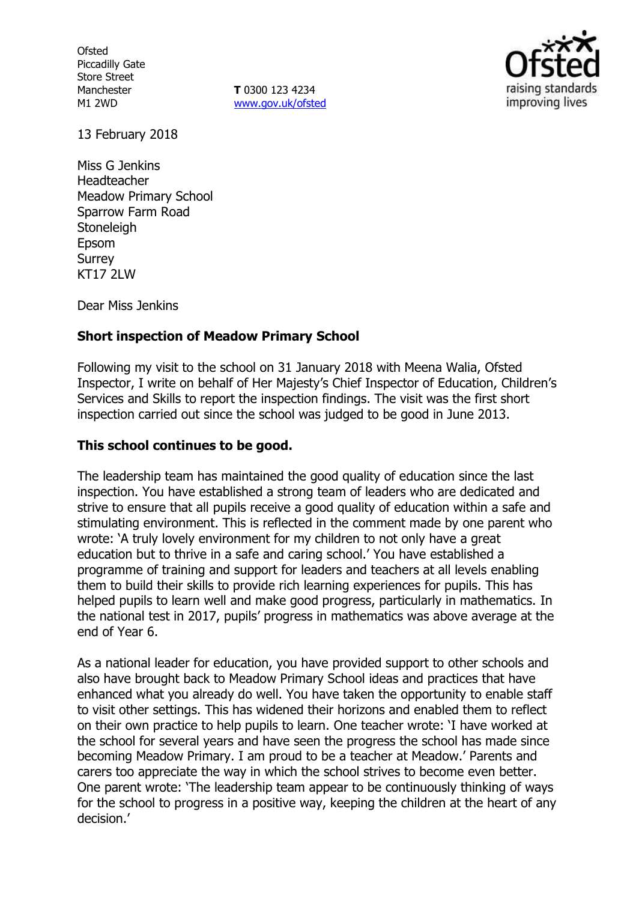Ofsted
Piccadilly Gate
Store Street
Manchester
M1 2WD

**T** 0300 123 4234
www.gov.uk/ofsted

13 February 2018

Miss G Jenkins
Headteacher
Meadow Primary School
Sparrow Farm Road
Stoneleigh
Epsom
Surrey
KT17 2LW

Dear Miss Jenkins

**Short inspection of Meadow Primary School**

Following my visit to the school on 31 January 2018 with Meena Walia, Ofsted Inspector, I write on behalf of Her Majesty's Chief Inspector of Education, Children's Services and Skills to report the inspection findings. The visit was the first short inspection carried out since the school was judged to be good in June 2013.

**This school continues to be good.**

The leadership team has maintained the good quality of education since the last inspection. You have established a strong team of leaders who are dedicated and strive to ensure that all pupils receive a good quality of education within a safe and stimulating environment. This is reflected in the comment made by one parent who wrote: 'A truly lovely environment for my children to not only have a great education but to thrive in a safe and caring school.' You have established a programme of training and support for leaders and teachers at all levels enabling them to build their skills to provide rich learning experiences for pupils. This has helped pupils to learn well and make good progress, particularly in mathematics. In the national test in 2017, pupils' progress in mathematics was above average at the end of Year 6.

As a national leader for education, you have provided support to other schools and also have brought back to Meadow Primary School ideas and practices that have enhanced what you already do well. You have taken the opportunity to enable staff to visit other settings. This has widened their horizons and enabled them to reflect on their own practice to help pupils to learn. One teacher wrote: 'I have worked at the school for several years and have seen the progress the school has made since becoming Meadow Primary. I am proud to be a teacher at Meadow.' Parents and carers too appreciate the way in which the school strives to become even better. One parent wrote: 'The leadership team appear to be continuously thinking of ways for the school to progress in a positive way, keeping the children at the heart of any decision.'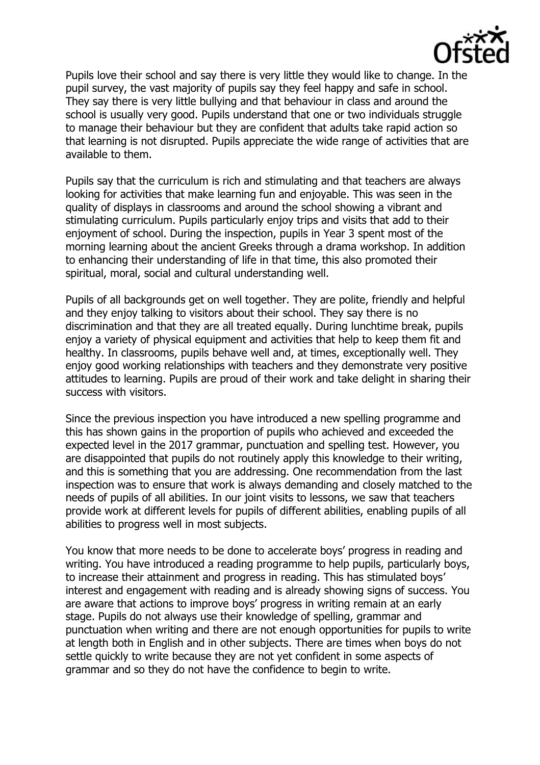Pupils love their school and say there is very little they would like to change. In the pupil survey, the vast majority of pupils say they feel happy and safe in school. They say there is very little bullying and that behaviour in class and around the school is usually very good. Pupils understand that one or two individuals struggle to manage their behaviour but they are confident that adults take rapid action so that learning is not disrupted. Pupils appreciate the wide range of activities that are available to them.

Pupils say that the curriculum is rich and stimulating and that teachers are always looking for activities that make learning fun and enjoyable. This was seen in the quality of displays in classrooms and around the school showing a vibrant and stimulating curriculum. Pupils particularly enjoy trips and visits that add to their enjoyment of school. During the inspection, pupils in Year 3 spent most of the morning learning about the ancient Greeks through a drama workshop. In addition to enhancing their understanding of life in that time, this also promoted their spiritual, moral, social and cultural understanding well.

Pupils of all backgrounds get on well together. They are polite, friendly and helpful and they enjoy talking to visitors about their school. They say there is no discrimination and that they are all treated equally. During lunchtime break, pupils enjoy a variety of physical equipment and activities that help to keep them fit and healthy. In classrooms, pupils behave well and, at times, exceptionally well. They enjoy good working relationships with teachers and they demonstrate very positive attitudes to learning. Pupils are proud of their work and take delight in sharing their success with visitors.

Since the previous inspection you have introduced a new spelling programme and this has shown gains in the proportion of pupils who achieved and exceeded the expected level in the 2017 grammar, punctuation and spelling test. However, you are disappointed that pupils do not routinely apply this knowledge to their writing, and this is something that you are addressing. One recommendation from the last inspection was to ensure that work is always demanding and closely matched to the needs of pupils of all abilities. In our joint visits to lessons, we saw that teachers provide work at different levels for pupils of different abilities, enabling pupils of all abilities to progress well in most subjects.

You know that more needs to be done to accelerate boys' progress in reading and writing. You have introduced a reading programme to help pupils, particularly boys, to increase their attainment and progress in reading. This has stimulated boys' interest and engagement with reading and is already showing signs of success. You are aware that actions to improve boys' progress in writing remain at an early stage. Pupils do not always use their knowledge of spelling, grammar and punctuation when writing and there are not enough opportunities for pupils to write at length both in English and in other subjects. There are times when boys do not settle quickly to write because they are not yet confident in some aspects of grammar and so they do not have the confidence to begin to write.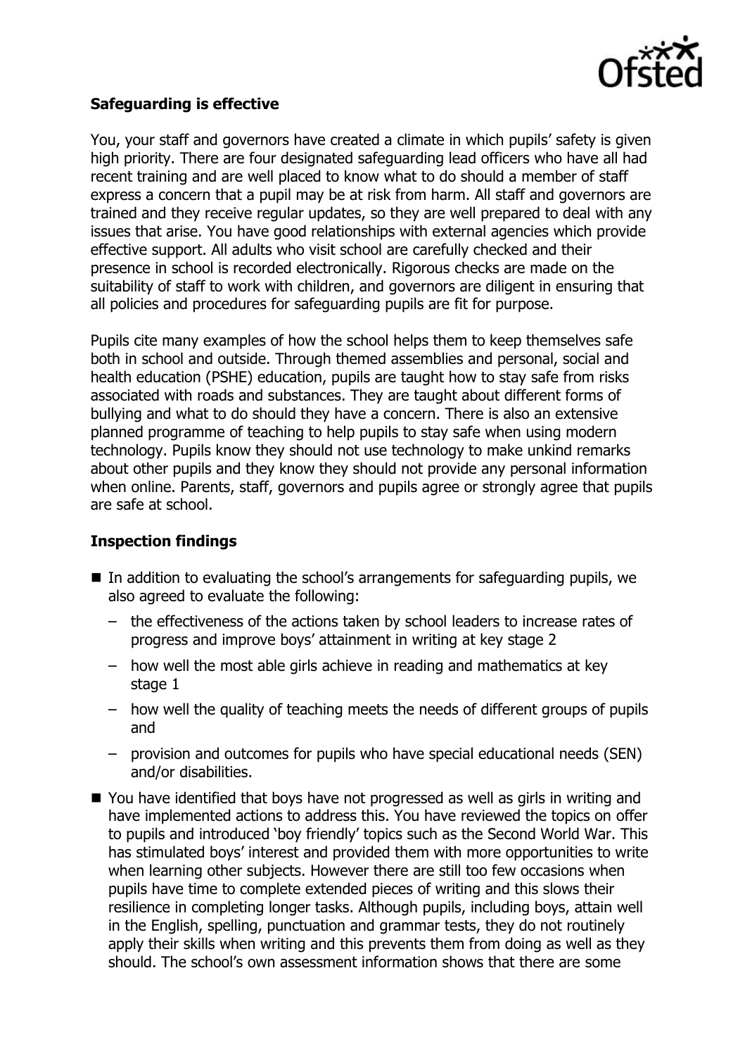**Safeguarding is effective**

You, your staff and governors have created a climate in which pupils' safety is given high priority. There are four designated safeguarding lead officers who have all had recent training and are well placed to know what to do should a member of staff express a concern that a pupil may be at risk from harm. All staff and governors are trained and they receive regular updates, so they are well prepared to deal with any issues that arise. You have good relationships with external agencies which provide effective support. All adults who visit school are carefully checked and their presence in school is recorded electronically. Rigorous checks are made on the suitability of staff to work with children, and governors are diligent in ensuring that all policies and procedures for safeguarding pupils are fit for purpose.

Pupils cite many examples of how the school helps them to keep themselves safe both in school and outside. Through themed assemblies and personal, social and health education (PSHE) education, pupils are taught how to stay safe from risks associated with roads and substances. They are taught about different forms of bullying and what to do should they have a concern. There is also an extensive planned programme of teaching to help pupils to stay safe when using modern technology. Pupils know they should not use technology to make unkind remarks about other pupils and they know they should not provide any personal information when online. Parents, staff, governors and pupils agree or strongly agree that pupils are safe at school.

## Inspection findings

- In addition to evaluating the school's arrangements for safeguarding pupils, we also agreed to evaluate the following:
  - the effectiveness of the actions taken by school leaders to increase rates of progress and improve boys' attainment in writing at key stage 2
  - how well the most able girls achieve in reading and mathematics at key stage 1
  - how well the quality of teaching meets the needs of different groups of pupils and
  - provision and outcomes for pupils who have special educational needs (SEN) and/or disabilities.
- You have identified that boys have not progressed as well as girls in writing and have implemented actions to address this. You have reviewed the topics on offer to pupils and introduced 'boy friendly' topics such as the Second World War. This has stimulated boys' interest and provided them with more opportunities to write when learning other subjects. However there are still too few occasions when pupils have time to complete extended pieces of writing and this slows their resilience in completing longer tasks. Although pupils, including boys, attain well in the English, spelling, punctuation and grammar tests, they do not routinely apply their skills when writing and this prevents them from doing as well as they should. The school's own assessment information shows that there are some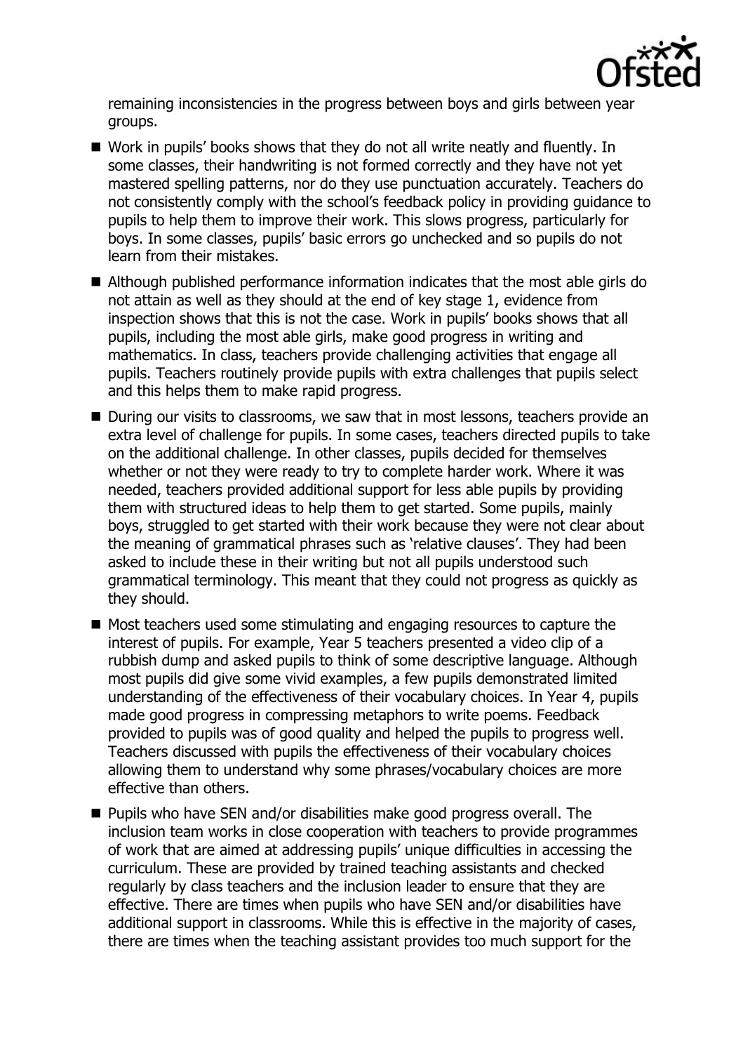remaining inconsistencies in the progress between boys and girls between year groups.

- Work in pupils' books shows that they do not all write neatly and fluently. In some classes, their handwriting is not formed correctly and they have not yet mastered spelling patterns, nor do they use punctuation accurately. Teachers do not consistently comply with the school's feedback policy in providing guidance to pupils to help them to improve their work. This slows progress, particularly for boys. In some classes, pupils' basic errors go unchecked and so pupils do not learn from their mistakes.
- Although published performance information indicates that the most able girls do not attain as well as they should at the end of key stage 1, evidence from inspection shows that this is not the case. Work in pupils' books shows that all pupils, including the most able girls, make good progress in writing and mathematics. In class, teachers provide challenging activities that engage all pupils. Teachers routinely provide pupils with extra challenges that pupils select and this helps them to make rapid progress.
- During our visits to classrooms, we saw that in most lessons, teachers provide an extra level of challenge for pupils. In some cases, teachers directed pupils to take on the additional challenge. In other classes, pupils decided for themselves whether or not they were ready to try to complete harder work. Where it was needed, teachers provided additional support for less able pupils by providing them with structured ideas to help them to get started. Some pupils, mainly boys, struggled to get started with their work because they were not clear about the meaning of grammatical phrases such as 'relative clauses'. They had been asked to include these in their writing but not all pupils understood such grammatical terminology. This meant that they could not progress as quickly as they should.
- Most teachers used some stimulating and engaging resources to capture the interest of pupils. For example, Year 5 teachers presented a video clip of a rubbish dump and asked pupils to think of some descriptive language. Although most pupils did give some vivid examples, a few pupils demonstrated limited understanding of the effectiveness of their vocabulary choices. In Year 4, pupils made good progress in compressing metaphors to write poems. Feedback provided to pupils was of good quality and helped the pupils to progress well. Teachers discussed with pupils the effectiveness of their vocabulary choices allowing them to understand why some phrases/vocabulary choices are more effective than others.
- Pupils who have SEN and/or disabilities make good progress overall. The inclusion team works in close cooperation with teachers to provide programmes of work that are aimed at addressing pupils' unique difficulties in accessing the curriculum. These are provided by trained teaching assistants and checked regularly by class teachers and the inclusion leader to ensure that they are effective. There are times when pupils who have SEN and/or disabilities have additional support in classrooms. While this is effective in the majority of cases, there are times when the teaching assistant provides too much support for the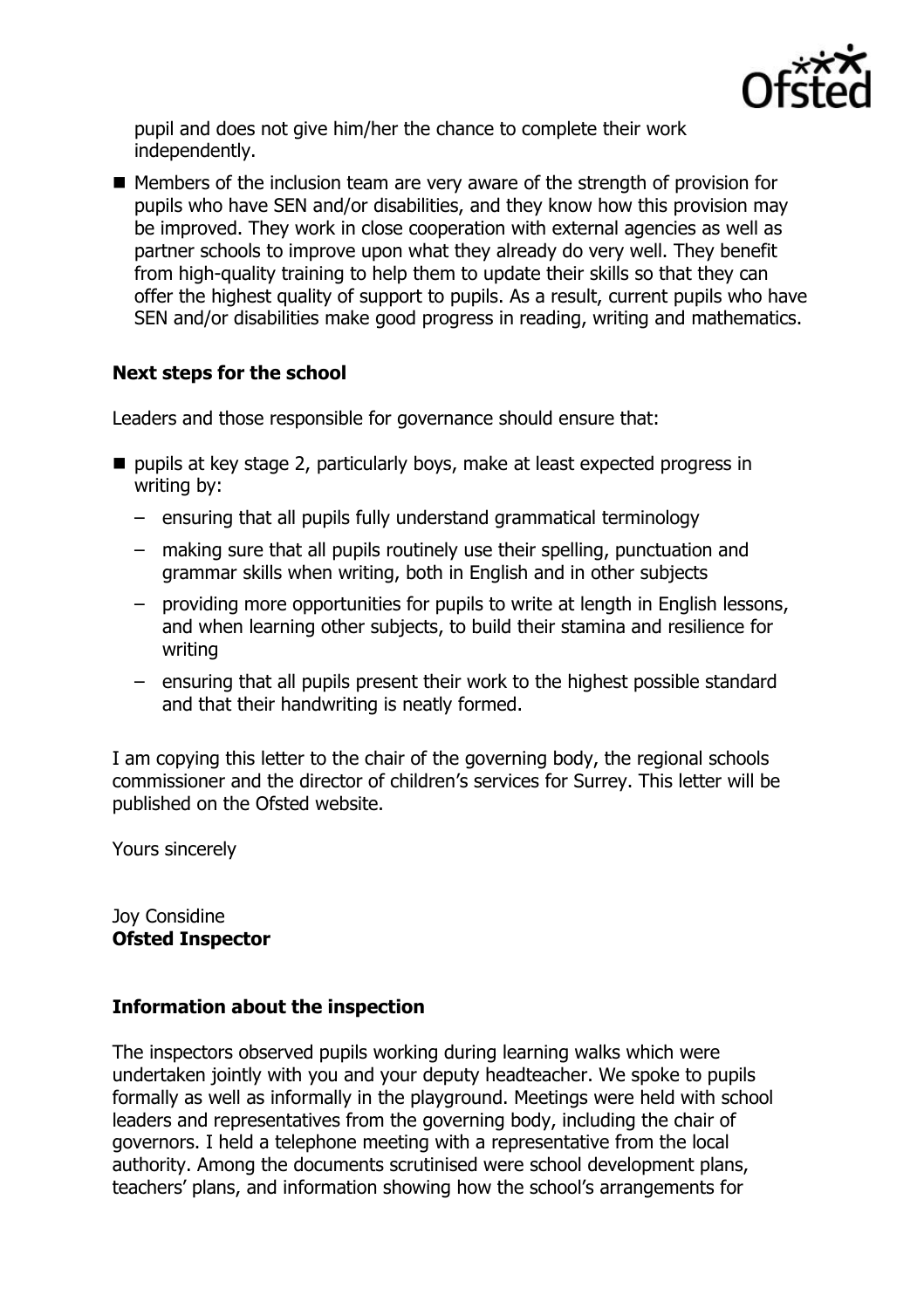pupil and does not give him/her the chance to complete their work independently.

- Members of the inclusion team are very aware of the strength of provision for pupils who have SEN and/or disabilities, and they know how this provision may be improved. They work in close cooperation with external agencies as well as partner schools to improve upon what they already do very well. They benefit from high-quality training to help them to update their skills so that they can offer the highest quality of support to pupils. As a result, current pupils who have SEN and/or disabilities make good progress in reading, writing and mathematics.

### Next steps for the school

Leaders and those responsible for governance should ensure that:

- pupils at key stage 2, particularly boys, make at least expected progress in writing by:
  - ensuring that all pupils fully understand grammatical terminology
  - making sure that all pupils routinely use their spelling, punctuation and grammar skills when writing, both in English and in other subjects
  - providing more opportunities for pupils to write at length in English lessons, and when learning other subjects, to build their stamina and resilience for writing
  - ensuring that all pupils present their work to the highest possible standard and that their handwriting is neatly formed.

I am copying this letter to the chair of the governing body, the regional schools commissioner and the director of children's services for Surrey. This letter will be published on the Ofsted website.

Yours sincerely

Joy Considine
**Ofsted Inspector**

### Information about the inspection

The inspectors observed pupils working during learning walks which were undertaken jointly with you and your deputy headteacher. We spoke to pupils formally as well as informally in the playground. Meetings were held with school leaders and representatives from the governing body, including the chair of governors. I held a telephone meeting with a representative from the local authority. Among the documents scrutinised were school development plans, teachers' plans, and information showing how the school's arrangements for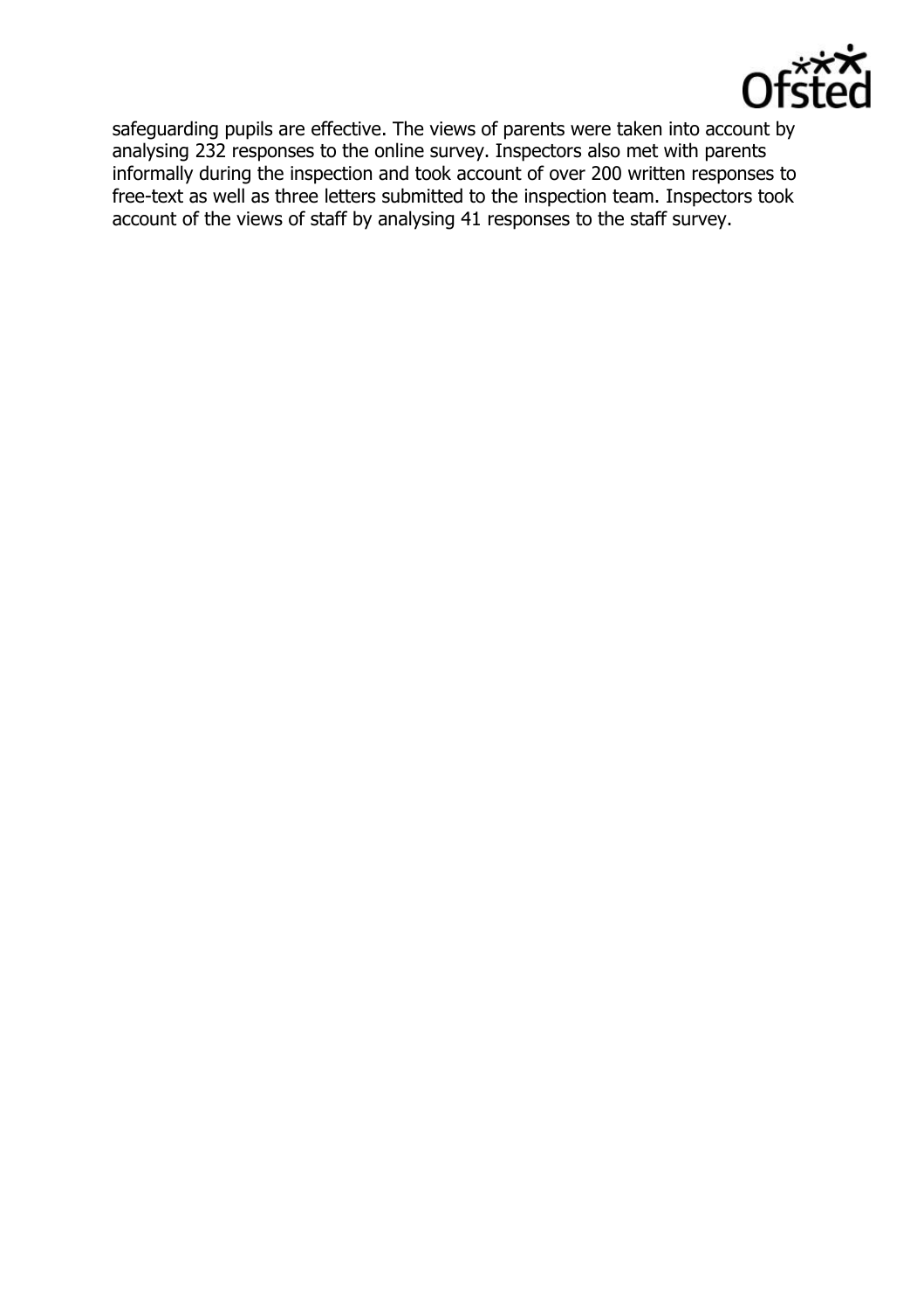safeguarding pupils are effective. The views of parents were taken into account by analysing 232 responses to the online survey. Inspectors also met with parents informally during the inspection and took account of over 200 written responses to free-text as well as three letters submitted to the inspection team. Inspectors took account of the views of staff by analysing 41 responses to the staff survey.